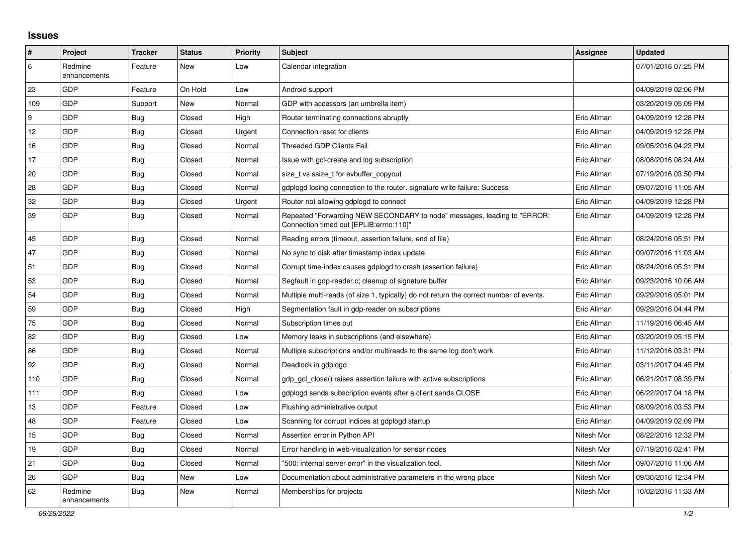# Issues

| # | Project | Tracker | Status | Priority | Subject | Assignee | Updated |
|---|---|---|---|---|---|---|---|
| 6 | Redmine enhancements | Feature | New | Low | Calendar integration | | 07/01/2016 07:25 PM |
| 23 | GDP | Feature | On Hold | Low | Android support | | 04/09/2019 02:06 PM |
| 109 | GDP | Support | New | Normal | GDP with accessors (an umbrella item) | | 03/20/2019 05:09 PM |
| 9 | GDP | Bug | Closed | High | Router terminating connections abruptly | Eric Allman | 04/09/2019 12:28 PM |
| 12 | GDP | Bug | Closed | Urgent | Connection reset for clients | Eric Allman | 04/09/2019 12:28 PM |
| 16 | GDP | Bug | Closed | Normal | Threaded GDP Clients Fail | Eric Allman | 09/05/2016 04:23 PM |
| 17 | GDP | Bug | Closed | Normal | Issue with gcl-create and log subscription | Eric Allman | 08/08/2016 08:24 AM |
| 20 | GDP | Bug | Closed | Normal | size_t vs ssize_t for evbuffer_copyout | Eric Allman | 07/19/2016 03:50 PM |
| 28 | GDP | Bug | Closed | Normal | gdplogd losing connection to the router. signature write failure: Success | Eric Allman | 09/07/2016 11:05 AM |
| 32 | GDP | Bug | Closed | Urgent | Router not allowing gdplogd to connect | Eric Allman | 04/09/2019 12:28 PM |
| 39 | GDP | Bug | Closed | Normal | Repeated "Forwarding NEW SECONDARY to node" messages, leading to "ERROR: Connection timed out [EPLIB:errno:110]" | Eric Allman | 04/09/2019 12:28 PM |
| 45 | GDP | Bug | Closed | Normal | Reading errors (timeout, assertion failure, end of file) | Eric Allman | 08/24/2016 05:51 PM |
| 47 | GDP | Bug | Closed | Normal | No sync to disk after timestamp index update | Eric Allman | 09/07/2016 11:03 AM |
| 51 | GDP | Bug | Closed | Normal | Corrupt time-index causes gdplogd to crash (assertion failure) | Eric Allman | 08/24/2016 05:31 PM |
| 53 | GDP | Bug | Closed | Normal | Segfault in gdp-reader.c; cleanup of signature buffer | Eric Allman | 09/23/2016 10:06 AM |
| 54 | GDP | Bug | Closed | Normal | Multiple multi-reads (of size 1, typically) do not return the correct number of events. | Eric Allman | 09/29/2016 05:01 PM |
| 59 | GDP | Bug | Closed | High | Segmentation fault in gdp-reader on subscriptions | Eric Allman | 09/29/2016 04:44 PM |
| 75 | GDP | Bug | Closed | Normal | Subscription times out | Eric Allman | 11/19/2016 06:45 AM |
| 82 | GDP | Bug | Closed | Low | Memory leaks in subscriptions (and elsewhere) | Eric Allman | 03/20/2019 05:15 PM |
| 86 | GDP | Bug | Closed | Normal | Multiple subscriptions and/or multireads to the same log don't work | Eric Allman | 11/12/2016 03:31 PM |
| 92 | GDP | Bug | Closed | Normal | Deadlock in gdplogd | Eric Allman | 03/11/2017 04:45 PM |
| 110 | GDP | Bug | Closed | Normal | gdp_gcl_close() raises assertion failure with active subscriptions | Eric Allman | 06/21/2017 08:39 PM |
| 111 | GDP | Bug | Closed | Low | gdplogd sends subscription events after a client sends CLOSE | Eric Allman | 06/22/2017 04:18 PM |
| 13 | GDP | Feature | Closed | Low | Flushing administrative output | Eric Allman | 08/09/2016 03:53 PM |
| 48 | GDP | Feature | Closed | Low | Scanning for corrupt indices at gdplogd startup | Eric Allman | 04/09/2019 02:09 PM |
| 15 | GDP | Bug | Closed | Normal | Assertion error in Python API | Nitesh Mor | 08/22/2016 12:32 PM |
| 19 | GDP | Bug | Closed | Normal | Error handling in web-visualization for sensor nodes | Nitesh Mor | 07/19/2016 02:41 PM |
| 21 | GDP | Bug | Closed | Normal | "500: internal server error" in the visualization tool. | Nitesh Mor | 09/07/2016 11:06 AM |
| 26 | GDP | Bug | New | Low | Documentation about administrative parameters in the wrong place | Nitesh Mor | 09/30/2016 12:34 PM |
| 62 | Redmine enhancements | Bug | New | Normal | Memberships for projects | Nitesh Mor | 10/02/2016 11:33 AM |

*06/26/2022*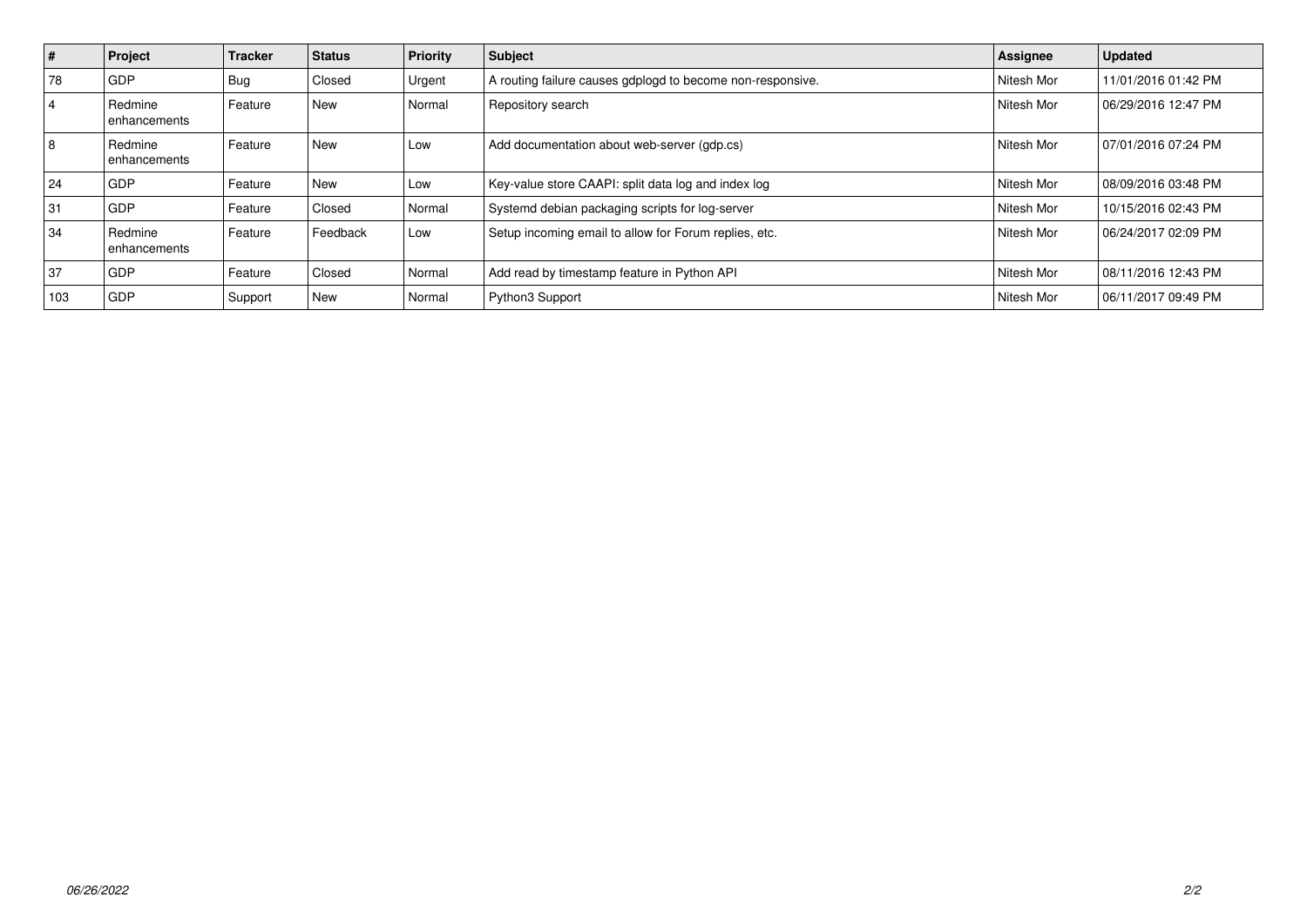| # | Project | Tracker | Status | Priority | Subject | Assignee | Updated |
|---|---|---|---|---|---|---|---|
| 78 | GDP | Bug | Closed | Urgent | A routing failure causes gdplogd to become non-responsive. | Nitesh Mor | 11/01/2016 01:42 PM |
| 4 | Redmine enhancements | Feature | New | Normal | Repository search | Nitesh Mor | 06/29/2016 12:47 PM |
| 8 | Redmine enhancements | Feature | New | Low | Add documentation about web-server (gdp.cs) | Nitesh Mor | 07/01/2016 07:24 PM |
| 24 | GDP | Feature | New | Low | Key-value store CAAPI: split data log and index log | Nitesh Mor | 08/09/2016 03:48 PM |
| 31 | GDP | Feature | Closed | Normal | Systemd debian packaging scripts for log-server | Nitesh Mor | 10/15/2016 02:43 PM |
| 34 | Redmine enhancements | Feature | Feedback | Low | Setup incoming email to allow for Forum replies, etc. | Nitesh Mor | 06/24/2017 02:09 PM |
| 37 | GDP | Feature | Closed | Normal | Add read by timestamp feature in Python API | Nitesh Mor | 08/11/2016 12:43 PM |
| 103 | GDP | Support | New | Normal | Python3 Support | Nitesh Mor | 06/11/2017 09:49 PM |